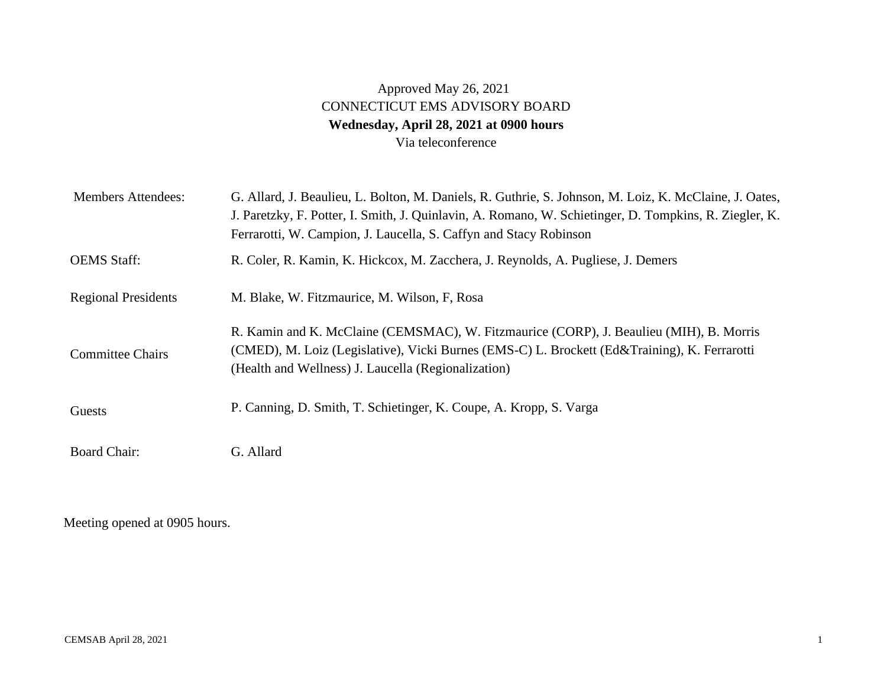Approved May 26, 2021

# CONNECTICUT EMS ADVISORY BOARD

**Wednesday, April 28, 2021 at 0900 hours**

Via teleconference

| | |
|---|---|
| Members Attendees: | G. Allard, J. Beaulieu, L. Bolton, M. Daniels, R. Guthrie, S. Johnson, M. Loiz, K. McClaine, J. Oates, J. Paretzky, F. Potter, I. Smith, J. Quinlavin, A. Romano, W. Schietinger, D. Tompkins, R. Ziegler, K. Ferrarotti, W. Campion, J. Laucella, S. Caffyn and Stacy Robinson |
| OEMS Staff: | R. Coler, R. Kamin, K. Hickcox, M. Zacchera, J. Reynolds, A. Pugliese, J. Demers |
| Regional Presidents | M. Blake, W. Fitzmaurice, M. Wilson, F, Rosa |
| Committee Chairs | R. Kamin and K. McClaine (CEMSMAC), W. Fitzmaurice (CORP), J. Beaulieu (MIH), B. Morris (CMED), M. Loiz (Legislative), Vicki Burnes (EMS-C) L. Brockett (Ed&Training), K. Ferrarotti (Health and Wellness) J. Laucella (Regionalization) |
| Guests | P. Canning, D. Smith, T. Schietinger, K. Coupe, A. Kropp, S. Varga |
| Board Chair: | G. Allard |

Meeting opened at 0905 hours.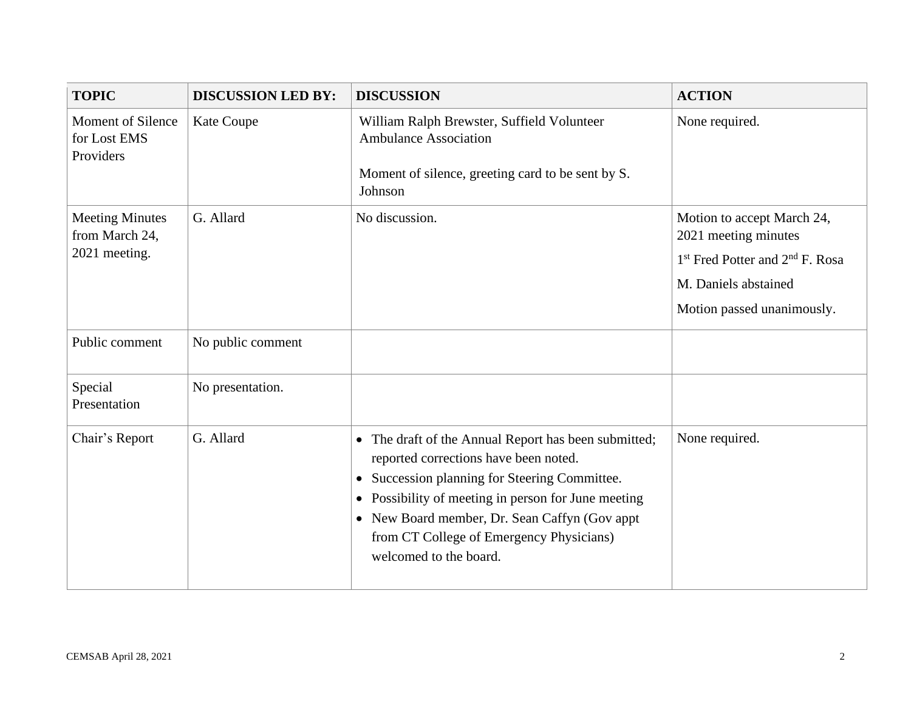| TOPIC | DISCUSSION LED BY: | DISCUSSION | ACTION |
|---|---|---|---|
| Moment of Silence for Lost EMS Providers | Kate Coupe | William Ralph Brewster, Suffield Volunteer Ambulance Association<br><br>Moment of silence, greeting card to be sent by S. Johnson | None required. |
| Meeting Minutes from March 24, 2021 meeting. | G. Allard | No discussion. | Motion to accept March 24, 2021 meeting minutes<br><br>1st Fred Potter and 2nd F. Rosa<br><br>M. Daniels abstained<br><br>Motion passed unanimously. |
| Public comment | No public comment | | |
| Special Presentation | No presentation. | | |
| Chair's Report | G. Allard | • The draft of the Annual Report has been submitted; reported corrections have been noted.<br>• Succession planning for Steering Committee.<br>• Possibility of meeting in person for June meeting<br>• New Board member, Dr. Sean Caffyn (Gov appt from CT College of Emergency Physicians) welcomed to the board. | None required. |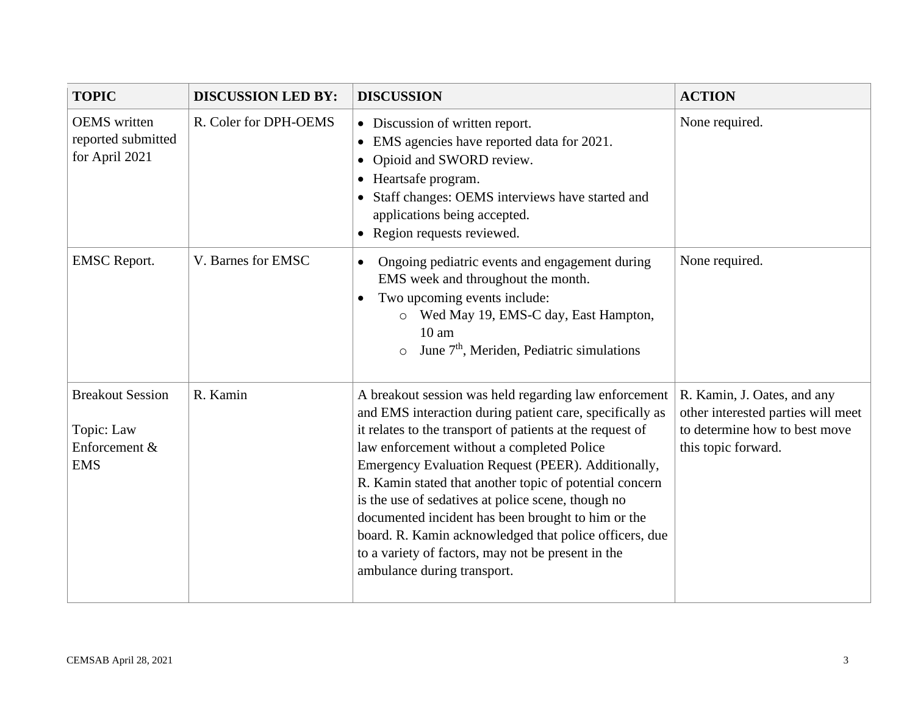| TOPIC | DISCUSSION LED BY: | DISCUSSION | ACTION |
|---|---|---|---|
| OEMS written reported submitted for April 2021 | R. Coler for DPH-OEMS | • Discussion of written report.<br>• EMS agencies have reported data for 2021.<br>• Opioid and SWORD review.<br>• Heartsafe program.<br>• Staff changes: OEMS interviews have started and applications being accepted.<br>• Region requests reviewed. | None required. |
| EMSC Report. | V. Barnes for EMSC | • Ongoing pediatric events and engagement during EMS week and throughout the month.<br>• Two upcoming events include:<br>  o Wed May 19, EMS-C day, East Hampton, 10 am<br>  o June 7th, Meriden, Pediatric simulations | None required. |
| Breakout Session<br><br>Topic: Law Enforcement & EMS | R. Kamin | A breakout session was held regarding law enforcement and EMS interaction during patient care, specifically as it relates to the transport of patients at the request of law enforcement without a completed Police Emergency Evaluation Request (PEER). Additionally, R. Kamin stated that another topic of potential concern is the use of sedatives at police scene, though no documented incident has been brought to him or the board. R. Kamin acknowledged that police officers, due to a variety of factors, may not be present in the ambulance during transport. | R. Kamin, J. Oates, and any other interested parties will meet to determine how to best move this topic forward. |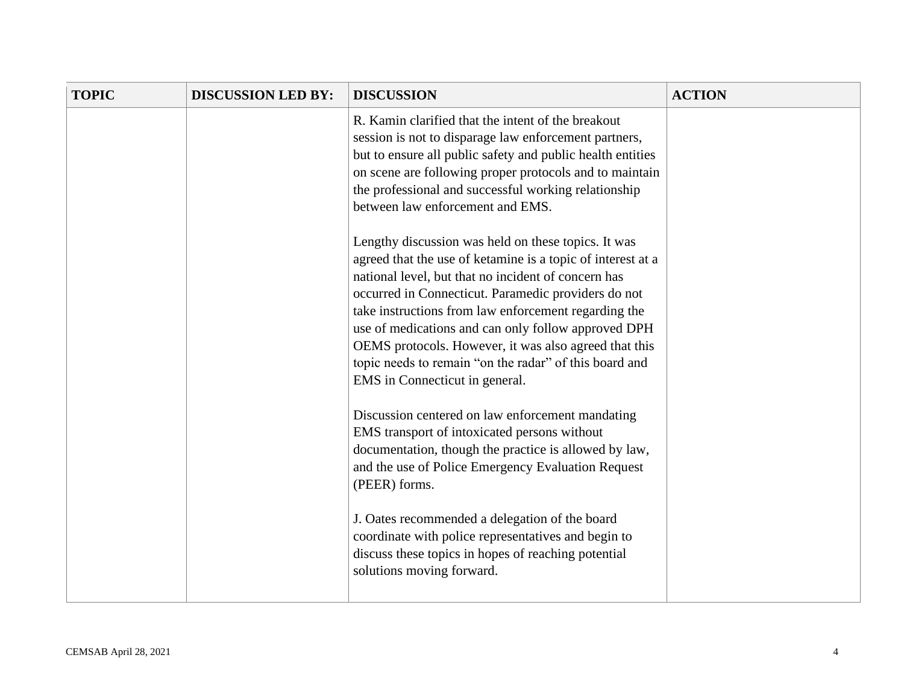| TOPIC | DISCUSSION LED BY: | DISCUSSION | ACTION |
|---|---|---|---|
| | | R. Kamin clarified that the intent of the breakout session is not to disparage law enforcement partners, but to ensure all public safety and public health entities on scene are following proper protocols and to maintain the professional and successful working relationship between law enforcement and EMS.<br><br>Lengthy discussion was held on these topics. It was agreed that the use of ketamine is a topic of interest at a national level, but that no incident of concern has occurred in Connecticut. Paramedic providers do not take instructions from law enforcement regarding the use of medications and can only follow approved DPH OEMS protocols. However, it was also agreed that this topic needs to remain "on the radar" of this board and EMS in Connecticut in general.<br><br>Discussion centered on law enforcement mandating EMS transport of intoxicated persons without documentation, though the practice is allowed by law, and the use of Police Emergency Evaluation Request (PEER) forms.<br><br>J. Oates recommended a delegation of the board coordinate with police representatives and begin to discuss these topics in hopes of reaching potential solutions moving forward. | |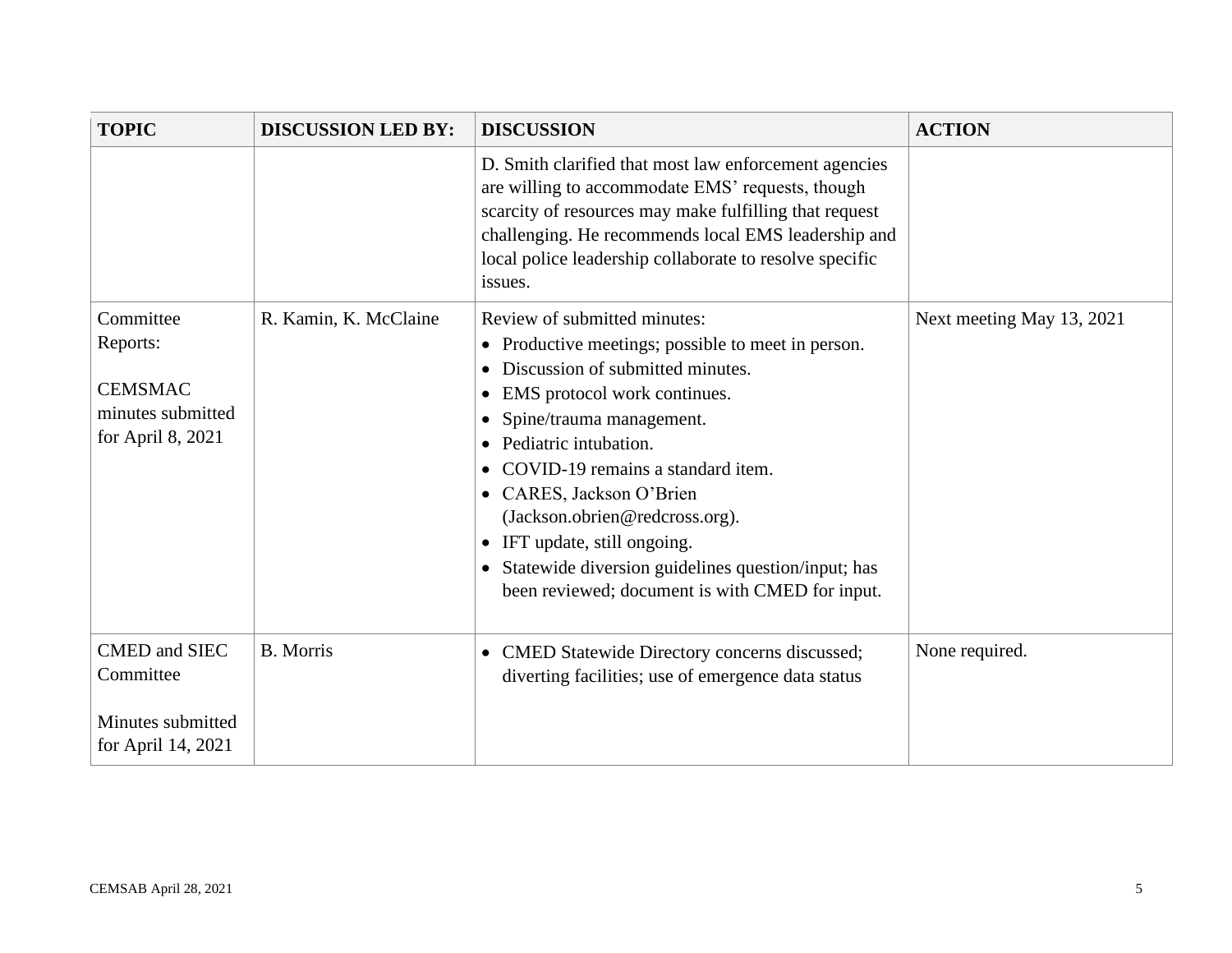| TOPIC | DISCUSSION LED BY: | DISCUSSION | ACTION |
|---|---|---|---|
| | | D. Smith clarified that most law enforcement agencies are willing to accommodate EMS' requests, though scarcity of resources may make fulfilling that request challenging. He recommends local EMS leadership and local police leadership collaborate to resolve specific issues. | |
| Committee Reports:<br><br>CEMSMAC minutes submitted for April 8, 2021 | R. Kamin, K. McClaine | Review of submitted minutes:<br>• Productive meetings; possible to meet in person.<br>• Discussion of submitted minutes.<br>• EMS protocol work continues.<br>• Spine/trauma management.<br>• Pediatric intubation.<br>• COVID-19 remains a standard item.<br>• CARES, Jackson O'Brien (Jackson.obrien@redcross.org).<br>• IFT update, still ongoing.<br>• Statewide diversion guidelines question/input; has been reviewed; document is with CMED for input. | Next meeting May 13, 2021 |
| CMED and SIEC Committee<br><br>Minutes submitted for April 14, 2021 | B. Morris | • CMED Statewide Directory concerns discussed; diverting facilities; use of emergence data status | None required. |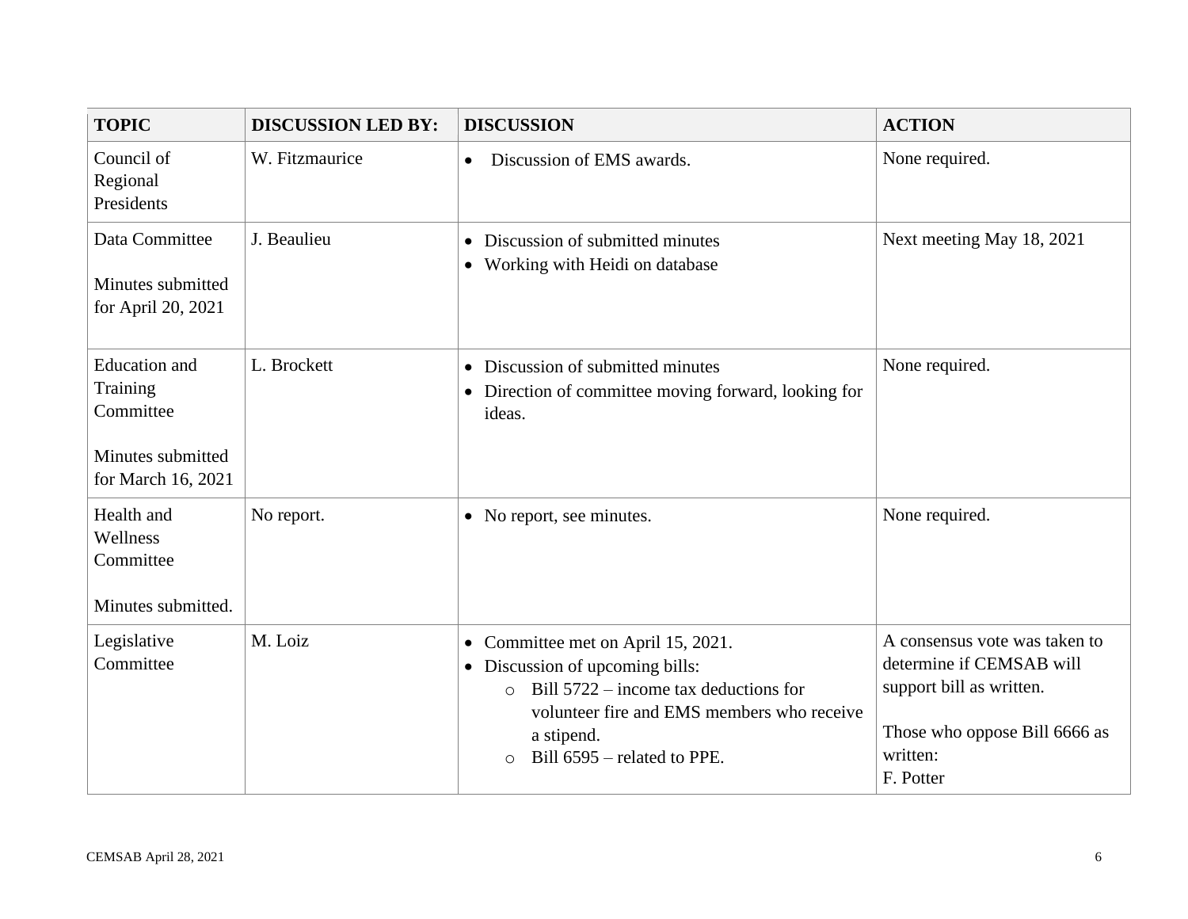| TOPIC | DISCUSSION LED BY: | DISCUSSION | ACTION |
|---|---|---|---|
| Council of Regional Presidents | W. Fitzmaurice | • Discussion of EMS awards. | None required. |
| Data Committee<br><br>Minutes submitted for April 20, 2021 | J. Beaulieu | • Discussion of submitted minutes<br>• Working with Heidi on database | Next meeting May 18, 2021 |
| Education and Training Committee<br><br>Minutes submitted for March 16, 2021 | L. Brockett | • Discussion of submitted minutes<br>• Direction of committee moving forward, looking for ideas. | None required. |
| Health and Wellness Committee<br><br>Minutes submitted. | No report. | • No report, see minutes. | None required. |
| Legislative Committee | M. Loiz | • Committee met on April 15, 2021.<br>• Discussion of upcoming bills:<br>  ○ Bill 5722 – income tax deductions for volunteer fire and EMS members who receive a stipend.<br>  ○ Bill 6595 – related to PPE. | A consensus vote was taken to determine if CEMSAB will support bill as written.<br><br>Those who oppose Bill 6666 as written:<br>F. Potter |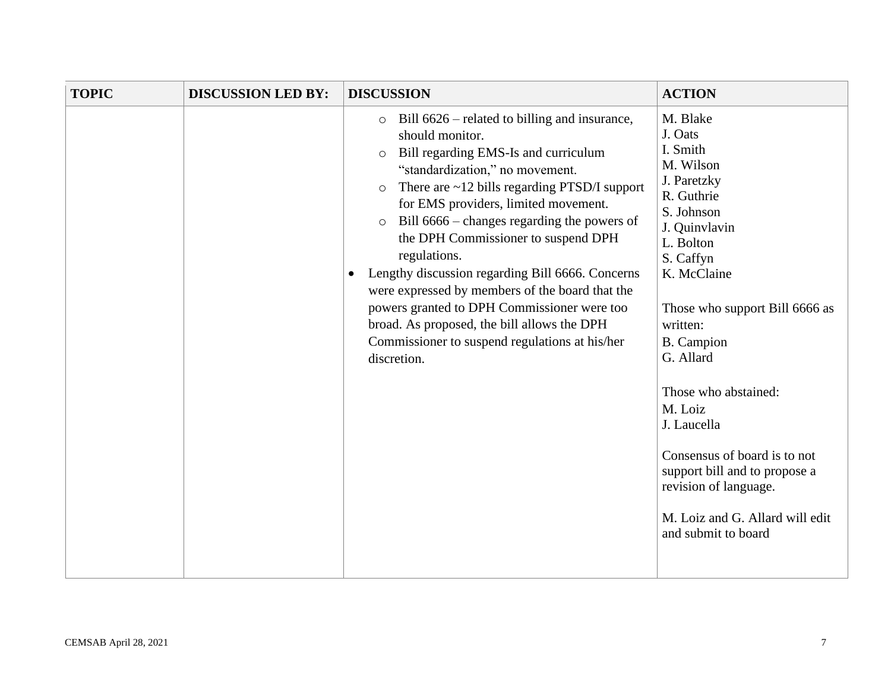| TOPIC | DISCUSSION LED BY: | DISCUSSION | ACTION |
|---|---|---|---|
| | | ◦ Bill 6626 – related to billing and insurance, should monitor.<br>◦ Bill regarding EMS-Is and curriculum "standardization," no movement.<br>◦ There are ~12 bills regarding PTSD/I support for EMS providers, limited movement.<br>◦ Bill 6666 – changes regarding the powers of the DPH Commissioner to suspend DPH regulations.<br>• Lengthy discussion regarding Bill 6666. Concerns were expressed by members of the board that the powers granted to DPH Commissioner were too broad. As proposed, the bill allows the DPH Commissioner to suspend regulations at his/her discretion. | M. Blake<br>J. Oats<br>I. Smith<br>M. Wilson<br>J. Paretzky<br>R. Guthrie<br>S. Johnson<br>J. Quinvlavin<br>L. Bolton<br>S. Caffyn<br>K. McClaine<br><br>Those who support Bill 6666 as written:<br>B. Campion<br>G. Allard<br><br>Those who abstained:<br>M. Loiz<br>J. Laucella<br><br>Consensus of board is to not support bill and to propose a revision of language.<br><br>M. Loiz and G. Allard will edit and submit to board |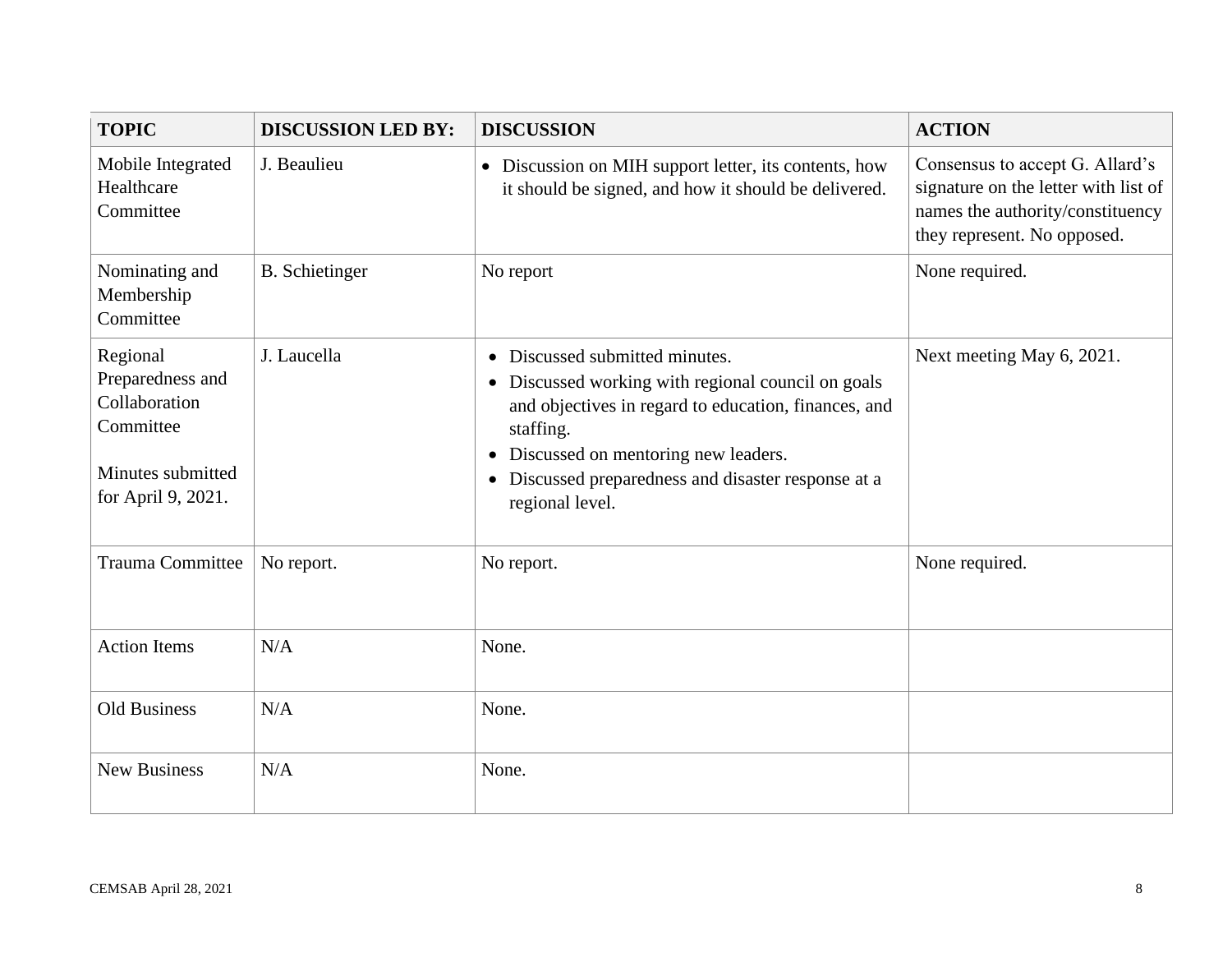| TOPIC | DISCUSSION LED BY: | DISCUSSION | ACTION |
|---|---|---|---|
| Mobile Integrated Healthcare Committee | J. Beaulieu | • Discussion on MIH support letter, its contents, how it should be signed, and how it should be delivered. | Consensus to accept G. Allard's signature on the letter with list of names the authority/constituency they represent. No opposed. |
| Nominating and Membership Committee | B. Schietinger | No report | None required. |
| Regional Preparedness and Collaboration Committee<br><br>Minutes submitted for April 9, 2021. | J. Laucella | • Discussed submitted minutes.<br>• Discussed working with regional council on goals and objectives in regard to education, finances, and staffing.<br>• Discussed on mentoring new leaders.<br>• Discussed preparedness and disaster response at a regional level. | Next meeting May 6, 2021. |
| Trauma Committee | No report. | No report. | None required. |
| Action Items | N/A | None. | |
| Old Business | N/A | None. | |
| New Business | N/A | None. | |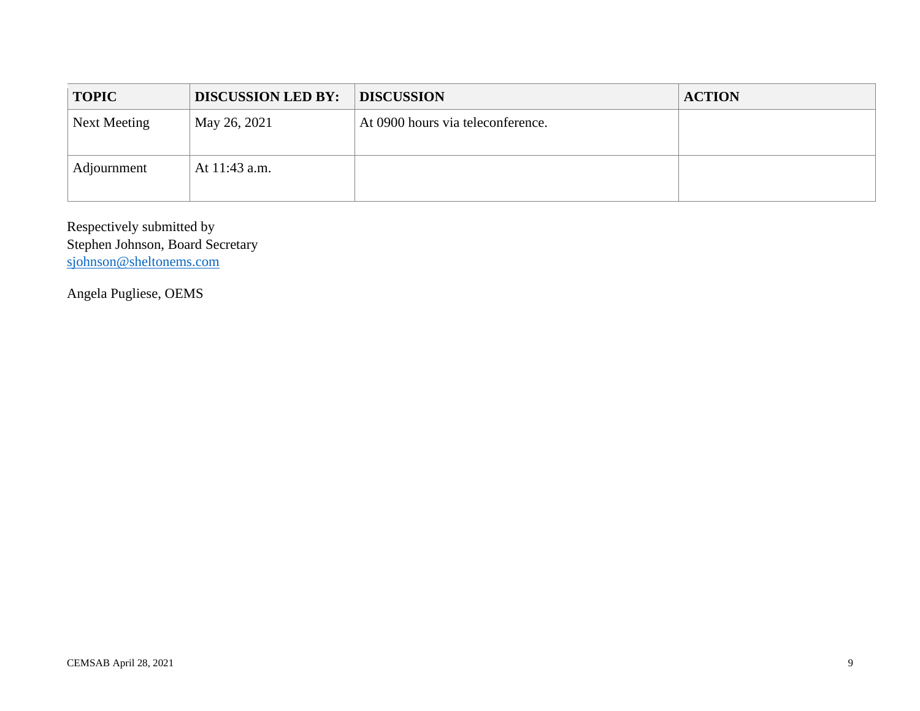| TOPIC | DISCUSSION LED BY: | DISCUSSION | ACTION |
|---|---|---|---|
| Next Meeting | May 26, 2021 | At 0900 hours via teleconference. | |
| Adjournment | At 11:43 a.m. | | |

Respectively submitted by
Stephen Johnson, Board Secretary
sjohnson@sheltonems.com

Angela Pugliese, OEMS